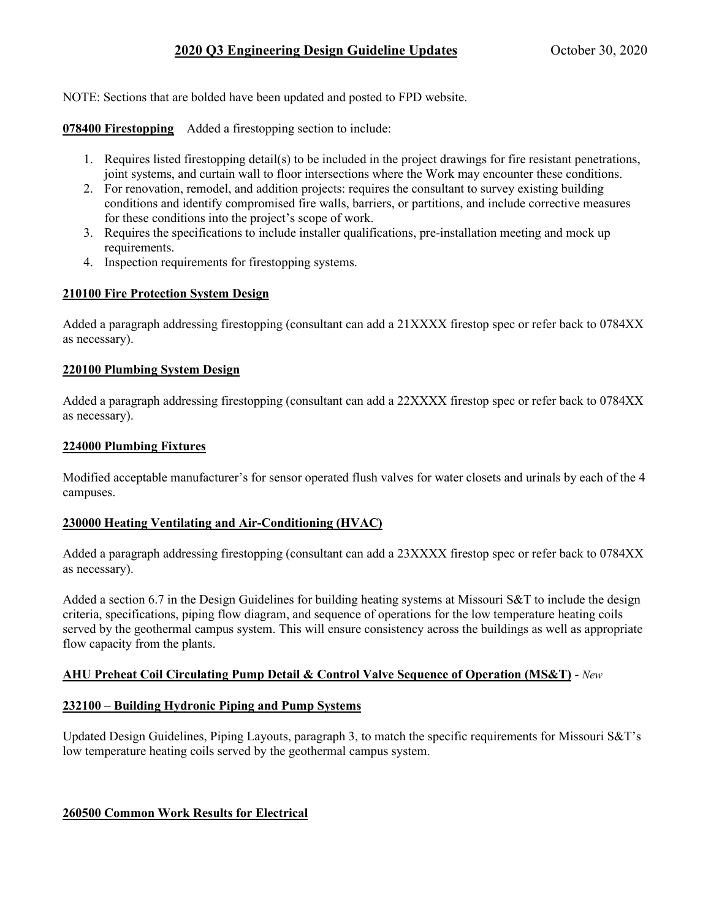# 2020 Q3 Engineering Design Guideline Updates

October 30, 2020

NOTE: Sections that are bolded have been updated and posted to FPD website.

**078400 Firestopping** Added a firestopping section to include:

1. Requires listed firestopping detail(s) to be included in the project drawings for fire resistant penetrations, joint systems, and curtain wall to floor intersections where the Work may encounter these conditions.
2. For renovation, remodel, and addition projects: requires the consultant to survey existing building conditions and identify compromised fire walls, barriers, or partitions, and include corrective measures for these conditions into the project's scope of work.
3. Requires the specifications to include installer qualifications, pre-installation meeting and mock up requirements.
4. Inspection requirements for firestopping systems.

**210100 Fire Protection System Design**

Added a paragraph addressing firestopping (consultant can add a 21XXXX firestop spec or refer back to 0784XX as necessary).

**220100 Plumbing System Design**

Added a paragraph addressing firestopping (consultant can add a 22XXXX firestop spec or refer back to 0784XX as necessary).

**224000 Plumbing Fixtures**

Modified acceptable manufacturer's for sensor operated flush valves for water closets and urinals by each of the 4 campuses.

**230000 Heating Ventilating and Air-Conditioning (HVAC)**

Added a paragraph addressing firestopping (consultant can add a 23XXXX firestop spec or refer back to 0784XX as necessary).

Added a section 6.7 in the Design Guidelines for building heating systems at Missouri S&T to include the design criteria, specifications, piping flow diagram, and sequence of operations for the low temperature heating coils served by the geothermal campus system. This will ensure consistency across the buildings as well as appropriate flow capacity from the plants.

**AHU Preheat Coil Circulating Pump Detail & Control Valve Sequence of Operation (MS&T)** - *New*

**232100 – Building Hydronic Piping and Pump Systems**

Updated Design Guidelines, Piping Layouts, paragraph 3, to match the specific requirements for Missouri S&T's low temperature heating coils served by the geothermal campus system.

**260500 Common Work Results for Electrical**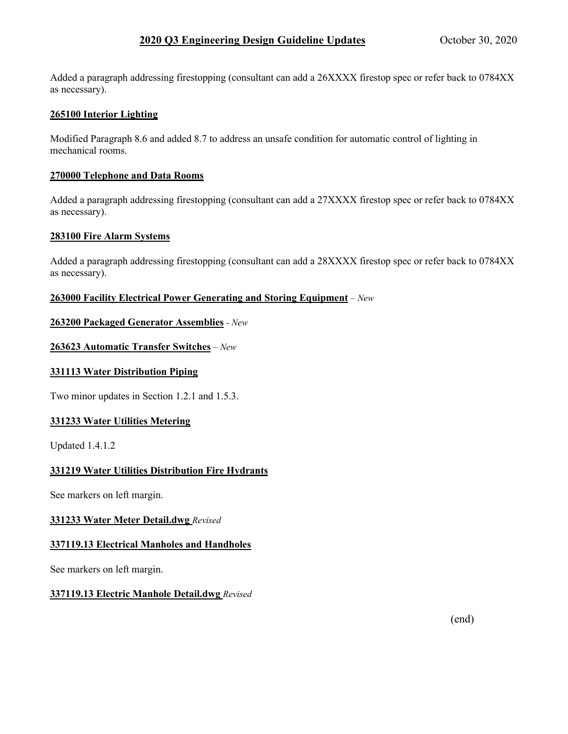Added a paragraph addressing firestopping (consultant can add a 26XXXX firestop spec or refer back to 0784XX as necessary).

**265100 Interior Lighting**

Modified Paragraph 8.6 and added 8.7 to address an unsafe condition for automatic control of lighting in mechanical rooms.

**270000 Telephone and Data Rooms**

Added a paragraph addressing firestopping (consultant can add a 27XXXX firestop spec or refer back to 0784XX as necessary).

**283100 Fire Alarm Systems**

Added a paragraph addressing firestopping (consultant can add a 28XXXX firestop spec or refer back to 0784XX as necessary).

**263000 Facility Electrical Power Generating and Storing Equipment** – *New*

**263200 Packaged Generator Assemblies** - *New*

**263623 Automatic Transfer Switches** – *New*

**331113 Water Distribution Piping**

Two minor updates in Section 1.2.1 and 1.5.3.

**331233 Water Utilities Metering**

Updated 1.4.1.2

**331219 Water Utilities Distribution Fire Hydrants**

See markers on left margin.

**331233 Water Meter Detail.dwg** *Revised*

**337119.13 Electrical Manholes and Handholes**

See markers on left margin.

**337119.13 Electric Manhole Detail.dwg** *Revised*

(end)